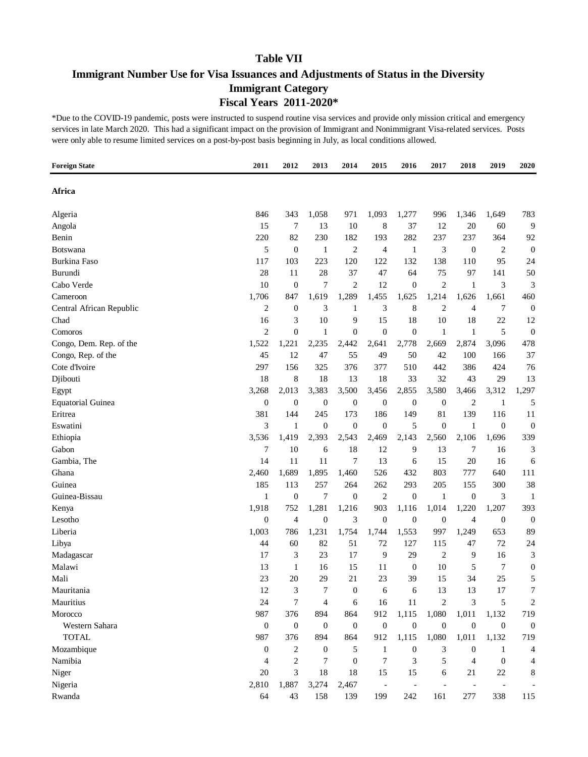# Table VII

## Immigrant Number Use for Visa Issuances and Adjustments of Status in the Diversity Immigrant Category

## Fiscal Years 2011-2020*

*Due to the COVID-19 pandemic, posts were instructed to suspend routine visa services and provide only mission critical and emergency services in late March 2020. This had a significant impact on the provision of Immigrant and Nonimmigrant Visa-related services. Posts were only able to resume limited services on a post-by-post basis beginning in July, as local conditions allowed.

| Foreign State | 2011 | 2012 | 2013 | 2014 | 2015 | 2016 | 2017 | 2018 | 2019 | 2020 |
|---|---|---|---|---|---|---|---|---|---|---|
| **Africa** | | | | | | | | | | |
| Algeria | 846 | 343 | 1,058 | 971 | 1,093 | 1,277 | 996 | 1,346 | 1,649 | 783 |
| Angola | 15 | 7 | 13 | 10 | 8 | 37 | 12 | 20 | 60 | 9 |
| Benin | 220 | 82 | 230 | 182 | 193 | 282 | 237 | 237 | 364 | 92 |
| Botswana | 5 | 0 | 1 | 2 | 4 | 1 | 3 | 0 | 2 | 0 |
| Burkina Faso | 117 | 103 | 223 | 120 | 122 | 132 | 138 | 110 | 95 | 24 |
| Burundi | 28 | 11 | 28 | 37 | 47 | 64 | 75 | 97 | 141 | 50 |
| Cabo Verde | 10 | 0 | 7 | 2 | 12 | 0 | 2 | 1 | 3 | 3 |
| Cameroon | 1,706 | 847 | 1,619 | 1,289 | 1,455 | 1,625 | 1,214 | 1,626 | 1,661 | 460 |
| Central African Republic | 2 | 0 | 3 | 1 | 3 | 8 | 2 | 4 | 7 | 0 |
| Chad | 16 | 3 | 10 | 9 | 15 | 18 | 10 | 18 | 22 | 12 |
| Comoros | 2 | 0 | 1 | 0 | 0 | 0 | 1 | 1 | 5 | 0 |
| Congo, Dem. Rep. of the | 1,522 | 1,221 | 2,235 | 2,442 | 2,641 | 2,778 | 2,669 | 2,874 | 3,096 | 478 |
| Congo, Rep. of the | 45 | 12 | 47 | 55 | 49 | 50 | 42 | 100 | 166 | 37 |
| Cote d'Ivoire | 297 | 156 | 325 | 376 | 377 | 510 | 442 | 386 | 424 | 76 |
| Djibouti | 18 | 8 | 18 | 13 | 18 | 33 | 32 | 43 | 29 | 13 |
| Egypt | 3,268 | 2,013 | 3,383 | 3,500 | 3,456 | 2,855 | 3,580 | 3,466 | 3,312 | 1,297 |
| Equatorial Guinea | 0 | 0 | 0 | 0 | 0 | 0 | 0 | 2 | 1 | 5 |
| Eritrea | 381 | 144 | 245 | 173 | 186 | 149 | 81 | 139 | 116 | 11 |
| Eswatini | 3 | 1 | 0 | 0 | 0 | 5 | 0 | 1 | 0 | 0 |
| Ethiopia | 3,536 | 1,419 | 2,393 | 2,543 | 2,469 | 2,143 | 2,560 | 2,106 | 1,696 | 339 |
| Gabon | 7 | 10 | 6 | 18 | 12 | 9 | 13 | 7 | 16 | 3 |
| Gambia, The | 14 | 11 | 11 | 7 | 13 | 6 | 15 | 20 | 16 | 6 |
| Ghana | 2,460 | 1,689 | 1,895 | 1,460 | 526 | 432 | 803 | 777 | 640 | 111 |
| Guinea | 185 | 113 | 257 | 264 | 262 | 293 | 205 | 155 | 300 | 38 |
| Guinea-Bissau | 1 | 0 | 7 | 0 | 2 | 0 | 1 | 0 | 3 | 1 |
| Kenya | 1,918 | 752 | 1,281 | 1,216 | 903 | 1,116 | 1,014 | 1,220 | 1,207 | 393 |
| Lesotho | 0 | 4 | 0 | 3 | 0 | 0 | 0 | 4 | 0 | 0 |
| Liberia | 1,003 | 786 | 1,231 | 1,754 | 1,744 | 1,553 | 997 | 1,249 | 653 | 89 |
| Libya | 44 | 60 | 82 | 51 | 72 | 127 | 115 | 47 | 72 | 24 |
| Madagascar | 17 | 3 | 23 | 17 | 9 | 29 | 2 | 9 | 16 | 3 |
| Malawi | 13 | 1 | 16 | 15 | 11 | 0 | 10 | 5 | 7 | 0 |
| Mali | 23 | 20 | 29 | 21 | 23 | 39 | 15 | 34 | 25 | 5 |
| Mauritania | 12 | 3 | 7 | 0 | 6 | 6 | 13 | 13 | 17 | 7 |
| Mauritius | 24 | 7 | 4 | 6 | 16 | 11 | 2 | 3 | 5 | 2 |
| Morocco | 987 | 376 | 894 | 864 | 912 | 1,115 | 1,080 | 1,011 | 1,132 | 719 |
| Western Sahara | 0 | 0 | 0 | 0 | 0 | 0 | 0 | 0 | 0 | 0 |
| TOTAL | 987 | 376 | 894 | 864 | 912 | 1,115 | 1,080 | 1,011 | 1,132 | 719 |
| Mozambique | 0 | 2 | 0 | 5 | 1 | 0 | 3 | 0 | 1 | 4 |
| Namibia | 4 | 2 | 7 | 0 | 7 | 3 | 5 | 4 | 0 | 4 |
| Niger | 20 | 3 | 18 | 18 | 15 | 15 | 6 | 21 | 22 | 8 |
| Nigeria | 2,810 | 1,887 | 3,274 | 2,467 | - | - | - | - | - | - |
| Rwanda | 64 | 43 | 158 | 139 | 199 | 242 | 161 | 277 | 338 | 115 |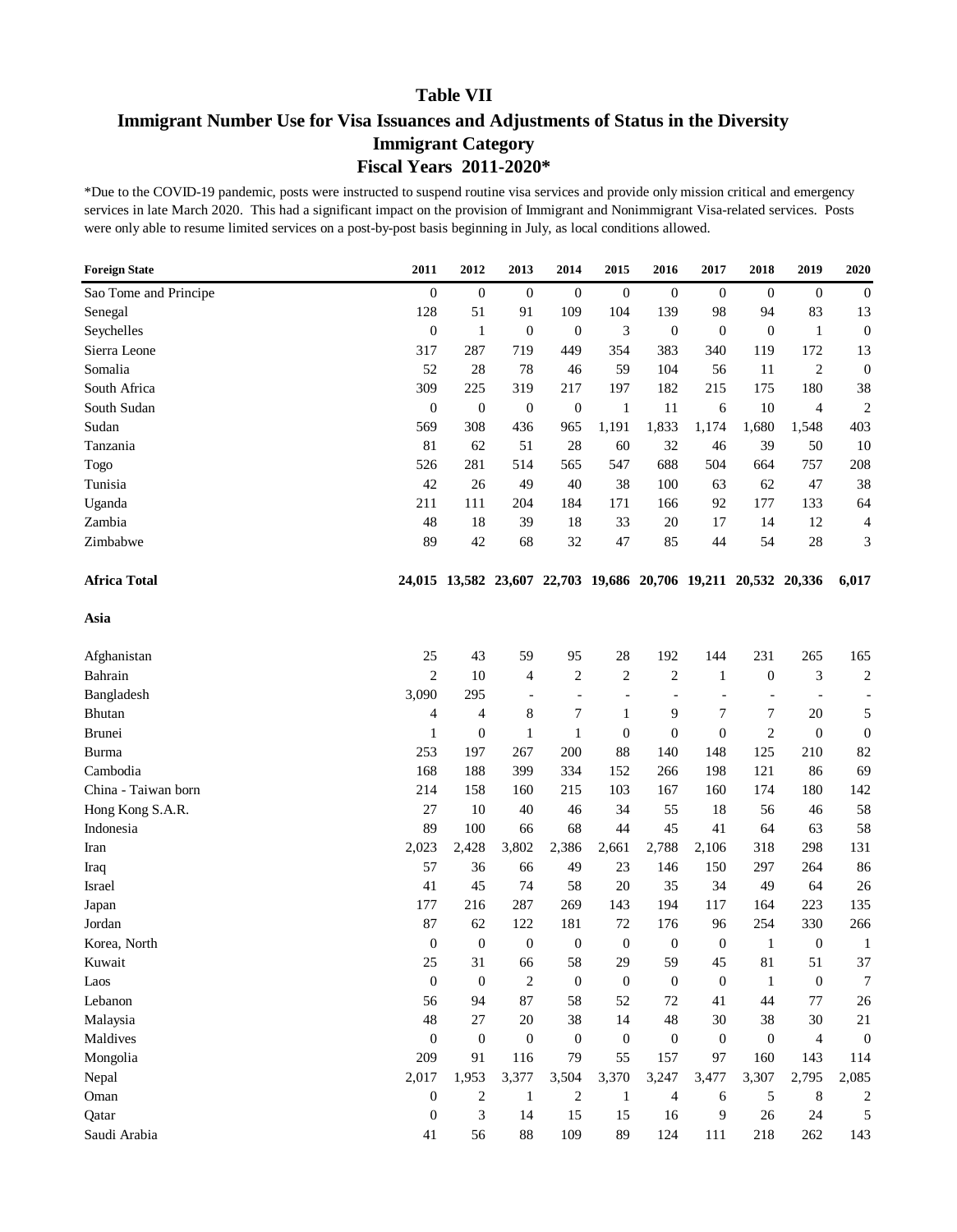# Table VII

## Immigrant Number Use for Visa Issuances and Adjustments of Status in the Diversity Immigrant Category

### Fiscal Years 2011-2020*

*Due to the COVID-19 pandemic, posts were instructed to suspend routine visa services and provide only mission critical and emergency services in late March 2020. This had a significant impact on the provision of Immigrant and Nonimmigrant Visa-related services. Posts were only able to resume limited services on a post-by-post basis beginning in July, as local conditions allowed.

| Foreign State | 2011 | 2012 | 2013 | 2014 | 2015 | 2016 | 2017 | 2018 | 2019 | 2020 |
|---|---|---|---|---|---|---|---|---|---|---|
| Sao Tome and Principe | 0 | 0 | 0 | 0 | 0 | 0 | 0 | 0 | 0 | 0 |
| Senegal | 128 | 51 | 91 | 109 | 104 | 139 | 98 | 94 | 83 | 13 |
| Seychelles | 0 | 1 | 0 | 0 | 3 | 0 | 0 | 0 | 1 | 0 |
| Sierra Leone | 317 | 287 | 719 | 449 | 354 | 383 | 340 | 119 | 172 | 13 |
| Somalia | 52 | 28 | 78 | 46 | 59 | 104 | 56 | 11 | 2 | 0 |
| South Africa | 309 | 225 | 319 | 217 | 197 | 182 | 215 | 175 | 180 | 38 |
| South Sudan | 0 | 0 | 0 | 0 | 1 | 11 | 6 | 10 | 4 | 2 |
| Sudan | 569 | 308 | 436 | 965 | 1,191 | 1,833 | 1,174 | 1,680 | 1,548 | 403 |
| Tanzania | 81 | 62 | 51 | 28 | 60 | 32 | 46 | 39 | 50 | 10 |
| Togo | 526 | 281 | 514 | 565 | 547 | 688 | 504 | 664 | 757 | 208 |
| Tunisia | 42 | 26 | 49 | 40 | 38 | 100 | 63 | 62 | 47 | 38 |
| Uganda | 211 | 111 | 204 | 184 | 171 | 166 | 92 | 177 | 133 | 64 |
| Zambia | 48 | 18 | 39 | 18 | 33 | 20 | 17 | 14 | 12 | 4 |
| Zimbabwe | 89 | 42 | 68 | 32 | 47 | 85 | 44 | 54 | 28 | 3 |
| **Africa Total** | **24,015** | **13,582** | **23,607** | **22,703** | **19,686** | **20,706** | **19,211** | **20,532** | **20,336** | **6,017** |
| **Asia** | | | | | | | | | | |
| Afghanistan | 25 | 43 | 59 | 95 | 28 | 192 | 144 | 231 | 265 | 165 |
| Bahrain | 2 | 10 | 4 | 2 | 2 | 2 | 1 | 0 | 3 | 2 |
| Bangladesh | 3,090 | 295 | - | - | - | - | - | - | - | - |
| Bhutan | 4 | 4 | 8 | 7 | 1 | 9 | 7 | 7 | 20 | 5 |
| Brunei | 1 | 0 | 1 | 1 | 0 | 0 | 0 | 2 | 0 | 0 |
| Burma | 253 | 197 | 267 | 200 | 88 | 140 | 148 | 125 | 210 | 82 |
| Cambodia | 168 | 188 | 399 | 334 | 152 | 266 | 198 | 121 | 86 | 69 |
| China - Taiwan born | 214 | 158 | 160 | 215 | 103 | 167 | 160 | 174 | 180 | 142 |
| Hong Kong S.A.R. | 27 | 10 | 40 | 46 | 34 | 55 | 18 | 56 | 46 | 58 |
| Indonesia | 89 | 100 | 66 | 68 | 44 | 45 | 41 | 64 | 63 | 58 |
| Iran | 2,023 | 2,428 | 3,802 | 2,386 | 2,661 | 2,788 | 2,106 | 318 | 298 | 131 |
| Iraq | 57 | 36 | 66 | 49 | 23 | 146 | 150 | 297 | 264 | 86 |
| Israel | 41 | 45 | 74 | 58 | 20 | 35 | 34 | 49 | 64 | 26 |
| Japan | 177 | 216 | 287 | 269 | 143 | 194 | 117 | 164 | 223 | 135 |
| Jordan | 87 | 62 | 122 | 181 | 72 | 176 | 96 | 254 | 330 | 266 |
| Korea, North | 0 | 0 | 0 | 0 | 0 | 0 | 0 | 1 | 0 | 1 |
| Kuwait | 25 | 31 | 66 | 58 | 29 | 59 | 45 | 81 | 51 | 37 |
| Laos | 0 | 0 | 2 | 0 | 0 | 0 | 0 | 1 | 0 | 7 |
| Lebanon | 56 | 94 | 87 | 58 | 52 | 72 | 41 | 44 | 77 | 26 |
| Malaysia | 48 | 27 | 20 | 38 | 14 | 48 | 30 | 38 | 30 | 21 |
| Maldives | 0 | 0 | 0 | 0 | 0 | 0 | 0 | 0 | 4 | 0 |
| Mongolia | 209 | 91 | 116 | 79 | 55 | 157 | 97 | 160 | 143 | 114 |
| Nepal | 2,017 | 1,953 | 3,377 | 3,504 | 3,370 | 3,247 | 3,477 | 3,307 | 2,795 | 2,085 |
| Oman | 0 | 2 | 1 | 2 | 1 | 4 | 6 | 5 | 8 | 2 |
| Qatar | 0 | 3 | 14 | 15 | 15 | 16 | 9 | 26 | 24 | 5 |
| Saudi Arabia | 41 | 56 | 88 | 109 | 89 | 124 | 111 | 218 | 262 | 143 |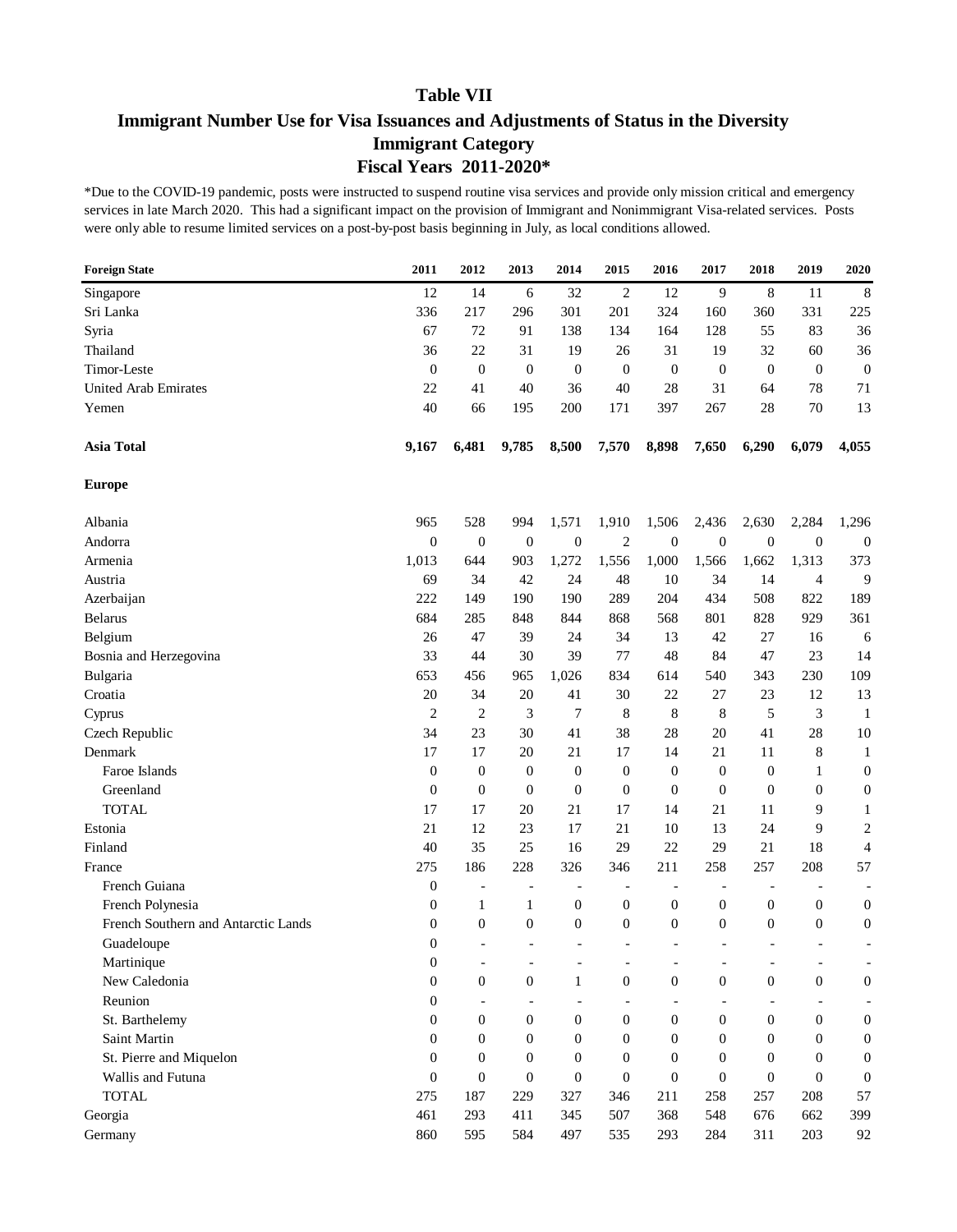# Table VII

## Immigrant Number Use for Visa Issuances and Adjustments of Status in the Diversity Immigrant Category

## Fiscal Years 2011-2020*

*Due to the COVID-19 pandemic, posts were instructed to suspend routine visa services and provide only mission critical and emergency services in late March 2020. This had a significant impact on the provision of Immigrant and Nonimmigrant Visa-related services. Posts were only able to resume limited services on a post-by-post basis beginning in July, as local conditions allowed.

| Foreign State | 2011 | 2012 | 2013 | 2014 | 2015 | 2016 | 2017 | 2018 | 2019 | 2020 |
|---|---|---|---|---|---|---|---|---|---|---|
| Singapore | 12 | 14 | 6 | 32 | 2 | 12 | 9 | 8 | 11 | 8 |
| Sri Lanka | 336 | 217 | 296 | 301 | 201 | 324 | 160 | 360 | 331 | 225 |
| Syria | 67 | 72 | 91 | 138 | 134 | 164 | 128 | 55 | 83 | 36 |
| Thailand | 36 | 22 | 31 | 19 | 26 | 31 | 19 | 32 | 60 | 36 |
| Timor-Leste | 0 | 0 | 0 | 0 | 0 | 0 | 0 | 0 | 0 | 0 |
| United Arab Emirates | 22 | 41 | 40 | 36 | 40 | 28 | 31 | 64 | 78 | 71 |
| Yemen | 40 | 66 | 195 | 200 | 171 | 397 | 267 | 28 | 70 | 13 |
| **Asia Total** | **9,167** | **6,481** | **9,785** | **8,500** | **7,570** | **8,898** | **7,650** | **6,290** | **6,079** | **4,055** |
| **Europe** | | | | | | | | | | |
| Albania | 965 | 528 | 994 | 1,571 | 1,910 | 1,506 | 2,436 | 2,630 | 2,284 | 1,296 |
| Andorra | 0 | 0 | 0 | 0 | 2 | 0 | 0 | 0 | 0 | 0 |
| Armenia | 1,013 | 644 | 903 | 1,272 | 1,556 | 1,000 | 1,566 | 1,662 | 1,313 | 373 |
| Austria | 69 | 34 | 42 | 24 | 48 | 10 | 34 | 14 | 4 | 9 |
| Azerbaijan | 222 | 149 | 190 | 190 | 289 | 204 | 434 | 508 | 822 | 189 |
| Belarus | 684 | 285 | 848 | 844 | 868 | 568 | 801 | 828 | 929 | 361 |
| Belgium | 26 | 47 | 39 | 24 | 34 | 13 | 42 | 27 | 16 | 6 |
| Bosnia and Herzegovina | 33 | 44 | 30 | 39 | 77 | 48 | 84 | 47 | 23 | 14 |
| Bulgaria | 653 | 456 | 965 | 1,026 | 834 | 614 | 540 | 343 | 230 | 109 |
| Croatia | 20 | 34 | 20 | 41 | 30 | 22 | 27 | 23 | 12 | 13 |
| Cyprus | 2 | 2 | 3 | 7 | 8 | 8 | 8 | 5 | 3 | 1 |
| Czech Republic | 34 | 23 | 30 | 41 | 38 | 28 | 20 | 41 | 28 | 10 |
| Denmark | 17 | 17 | 20 | 21 | 17 | 14 | 21 | 11 | 8 | 1 |
| Faroe Islands | 0 | 0 | 0 | 0 | 0 | 0 | 0 | 0 | 1 | 0 |
| Greenland | 0 | 0 | 0 | 0 | 0 | 0 | 0 | 0 | 0 | 0 |
| TOTAL | 17 | 17 | 20 | 21 | 17 | 14 | 21 | 11 | 9 | 1 |
| Estonia | 21 | 12 | 23 | 17 | 21 | 10 | 13 | 24 | 9 | 2 |
| Finland | 40 | 35 | 25 | 16 | 29 | 22 | 29 | 21 | 18 | 4 |
| France | 275 | 186 | 228 | 326 | 346 | 211 | 258 | 257 | 208 | 57 |
| French Guiana | 0 | - | - | - | - | - | - | - | - | - |
| French Polynesia | 0 | 1 | 1 | 0 | 0 | 0 | 0 | 0 | 0 | 0 |
| French Southern and Antarctic Lands | 0 | 0 | 0 | 0 | 0 | 0 | 0 | 0 | 0 | 0 |
| Guadeloupe | 0 | - | - | - | - | - | - | - | - | - |
| Martinique | 0 | - | - | - | - | - | - | - | - | - |
| New Caledonia | 0 | 0 | 0 | 1 | 0 | 0 | 0 | 0 | 0 | 0 |
| Reunion | 0 | - | - | - | - | - | - | - | - | - |
| St. Barthelemy | 0 | 0 | 0 | 0 | 0 | 0 | 0 | 0 | 0 | 0 |
| Saint Martin | 0 | 0 | 0 | 0 | 0 | 0 | 0 | 0 | 0 | 0 |
| St. Pierre and Miquelon | 0 | 0 | 0 | 0 | 0 | 0 | 0 | 0 | 0 | 0 |
| Wallis and Futuna | 0 | 0 | 0 | 0 | 0 | 0 | 0 | 0 | 0 | 0 |
| TOTAL | 275 | 187 | 229 | 327 | 346 | 211 | 258 | 257 | 208 | 57 |
| Georgia | 461 | 293 | 411 | 345 | 507 | 368 | 548 | 676 | 662 | 399 |
| Germany | 860 | 595 | 584 | 497 | 535 | 293 | 284 | 311 | 203 | 92 |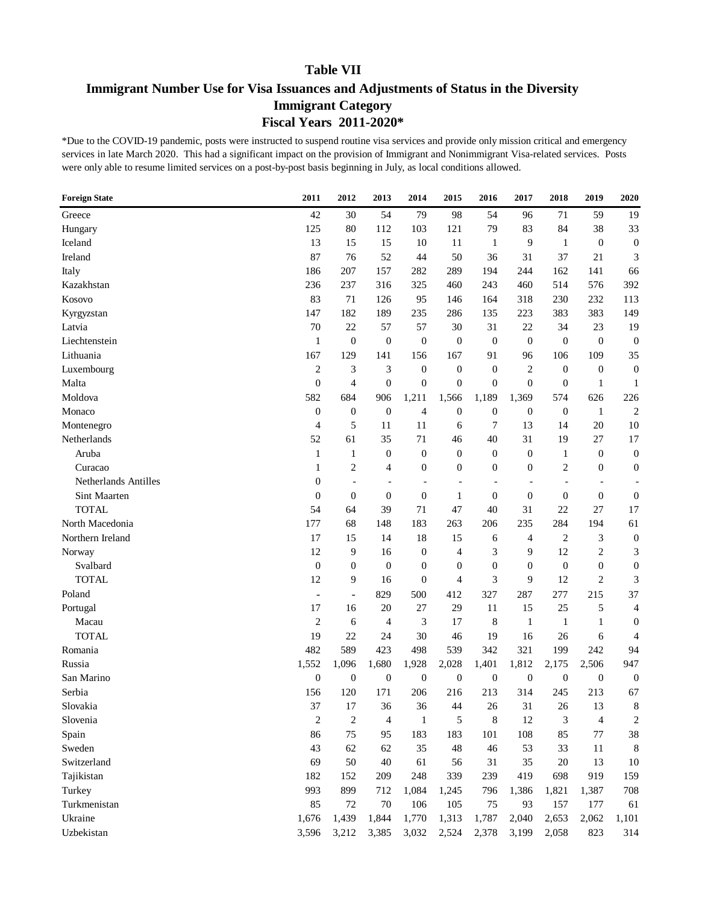# Table VII

## Immigrant Number Use for Visa Issuances and Adjustments of Status in the Diversity Immigrant Category

## Fiscal Years 2011-2020*

*Due to the COVID-19 pandemic, posts were instructed to suspend routine visa services and provide only mission critical and emergency services in late March 2020. This had a significant impact on the provision of Immigrant and Nonimmigrant Visa-related services. Posts were only able to resume limited services on a post-by-post basis beginning in July, as local conditions allowed.

| Foreign State | 2011 | 2012 | 2013 | 2014 | 2015 | 2016 | 2017 | 2018 | 2019 | 2020 |
|---|---|---|---|---|---|---|---|---|---|---|
| Greece | 42 | 30 | 54 | 79 | 98 | 54 | 96 | 71 | 59 | 19 |
| Hungary | 125 | 80 | 112 | 103 | 121 | 79 | 83 | 84 | 38 | 33 |
| Iceland | 13 | 15 | 15 | 10 | 11 | 1 | 9 | 1 | 0 | 0 |
| Ireland | 87 | 76 | 52 | 44 | 50 | 36 | 31 | 37 | 21 | 3 |
| Italy | 186 | 207 | 157 | 282 | 289 | 194 | 244 | 162 | 141 | 66 |
| Kazakhstan | 236 | 237 | 316 | 325 | 460 | 243 | 460 | 514 | 576 | 392 |
| Kosovo | 83 | 71 | 126 | 95 | 146 | 164 | 318 | 230 | 232 | 113 |
| Kyrgyzstan | 147 | 182 | 189 | 235 | 286 | 135 | 223 | 383 | 383 | 149 |
| Latvia | 70 | 22 | 57 | 57 | 30 | 31 | 22 | 34 | 23 | 19 |
| Liechtenstein | 1 | 0 | 0 | 0 | 0 | 0 | 0 | 0 | 0 | 0 |
| Lithuania | 167 | 129 | 141 | 156 | 167 | 91 | 96 | 106 | 109 | 35 |
| Luxembourg | 2 | 3 | 3 | 0 | 0 | 0 | 2 | 0 | 0 | 0 |
| Malta | 0 | 4 | 0 | 0 | 0 | 0 | 0 | 0 | 1 | 1 |
| Moldova | 582 | 684 | 906 | 1,211 | 1,566 | 1,189 | 1,369 | 574 | 626 | 226 |
| Monaco | 0 | 0 | 0 | 4 | 0 | 0 | 0 | 0 | 1 | 2 |
| Montenegro | 4 | 5 | 11 | 11 | 6 | 7 | 13 | 14 | 20 | 10 |
| Netherlands | 52 | 61 | 35 | 71 | 46 | 40 | 31 | 19 | 27 | 17 |
| Aruba | 1 | 1 | 0 | 0 | 0 | 0 | 0 | 1 | 0 | 0 |
| Curacao | 1 | 2 | 4 | 0 | 0 | 0 | 0 | 2 | 0 | 0 |
| Netherlands Antilles | 0 | - | - | - | - | - | - | - | - | - |
| Sint Maarten | 0 | 0 | 0 | 0 | 1 | 0 | 0 | 0 | 0 | 0 |
| TOTAL | 54 | 64 | 39 | 71 | 47 | 40 | 31 | 22 | 27 | 17 |
| North Macedonia | 177 | 68 | 148 | 183 | 263 | 206 | 235 | 284 | 194 | 61 |
| Northern Ireland | 17 | 15 | 14 | 18 | 15 | 6 | 4 | 2 | 3 | 0 |
| Norway | 12 | 9 | 16 | 0 | 4 | 3 | 9 | 12 | 2 | 3 |
| Svalbard | 0 | 0 | 0 | 0 | 0 | 0 | 0 | 0 | 0 | 0 |
| TOTAL | 12 | 9 | 16 | 0 | 4 | 3 | 9 | 12 | 2 | 3 |
| Poland | - | - | 829 | 500 | 412 | 327 | 287 | 277 | 215 | 37 |
| Portugal | 17 | 16 | 20 | 27 | 29 | 11 | 15 | 25 | 5 | 4 |
| Macau | 2 | 6 | 4 | 3 | 17 | 8 | 1 | 1 | 1 | 0 |
| TOTAL | 19 | 22 | 24 | 30 | 46 | 19 | 16 | 26 | 6 | 4 |
| Romania | 482 | 589 | 423 | 498 | 539 | 342 | 321 | 199 | 242 | 94 |
| Russia | 1,552 | 1,096 | 1,680 | 1,928 | 2,028 | 1,401 | 1,812 | 2,175 | 2,506 | 947 |
| San Marino | 0 | 0 | 0 | 0 | 0 | 0 | 0 | 0 | 0 | 0 |
| Serbia | 156 | 120 | 171 | 206 | 216 | 213 | 314 | 245 | 213 | 67 |
| Slovakia | 37 | 17 | 36 | 36 | 44 | 26 | 31 | 26 | 13 | 8 |
| Slovenia | 2 | 2 | 4 | 1 | 5 | 8 | 12 | 3 | 4 | 2 |
| Spain | 86 | 75 | 95 | 183 | 183 | 101 | 108 | 85 | 77 | 38 |
| Sweden | 43 | 62 | 62 | 35 | 48 | 46 | 53 | 33 | 11 | 8 |
| Switzerland | 69 | 50 | 40 | 61 | 56 | 31 | 35 | 20 | 13 | 10 |
| Tajikistan | 182 | 152 | 209 | 248 | 339 | 239 | 419 | 698 | 919 | 159 |
| Turkey | 993 | 899 | 712 | 1,084 | 1,245 | 796 | 1,386 | 1,821 | 1,387 | 708 |
| Turkmenistan | 85 | 72 | 70 | 106 | 105 | 75 | 93 | 157 | 177 | 61 |
| Ukraine | 1,676 | 1,439 | 1,844 | 1,770 | 1,313 | 1,787 | 2,040 | 2,653 | 2,062 | 1,101 |
| Uzbekistan | 3,596 | 3,212 | 3,385 | 3,032 | 2,524 | 2,378 | 3,199 | 2,058 | 823 | 314 |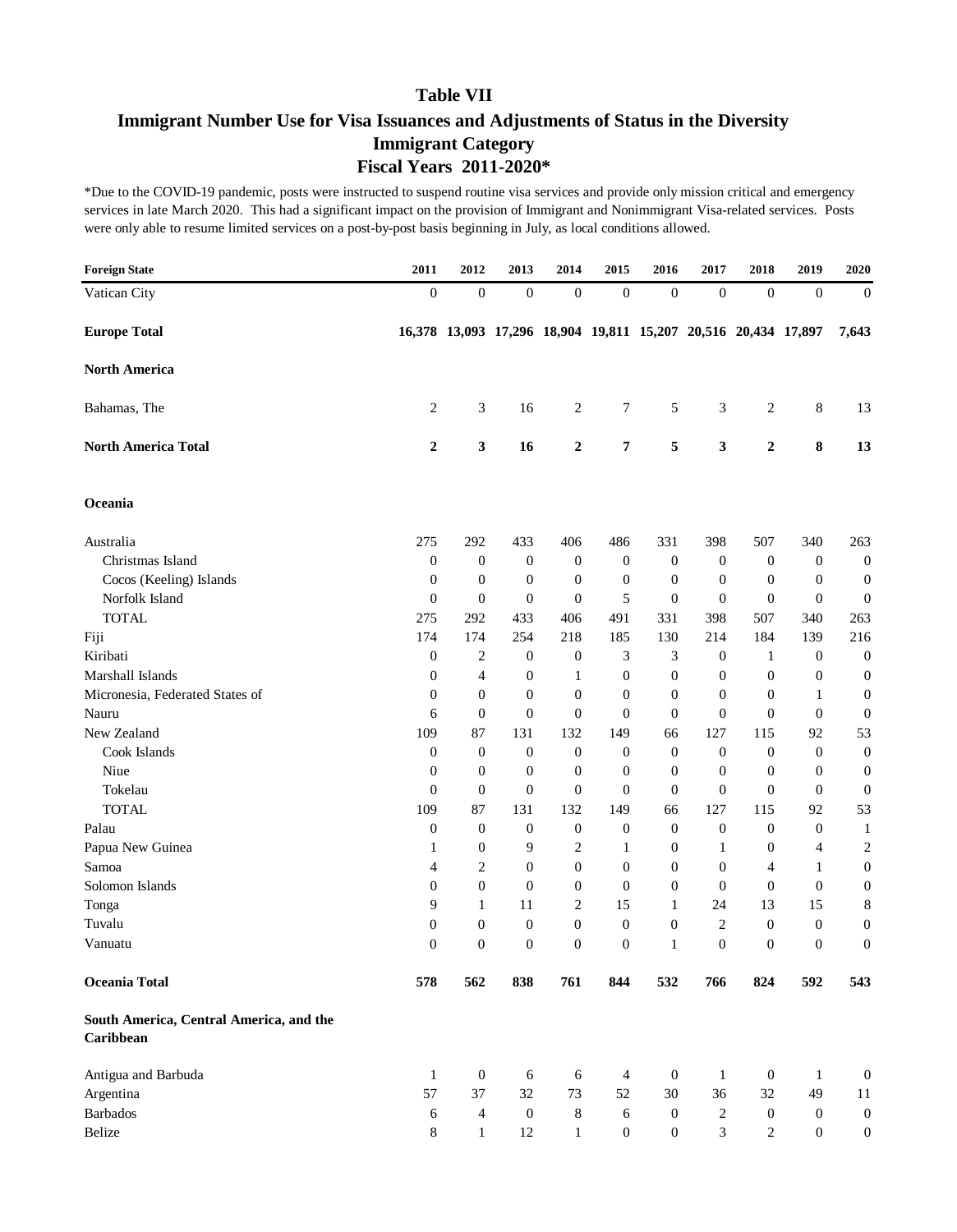# Table VII

## Immigrant Number Use for Visa Issuances and Adjustments of Status in the Diversity Immigrant Category

## Fiscal Years 2011-2020*

*Due to the COVID-19 pandemic, posts were instructed to suspend routine visa services and provide only mission critical and emergency services in late March 2020. This had a significant impact on the provision of Immigrant and Nonimmigrant Visa-related services. Posts were only able to resume limited services on a post-by-post basis beginning in July, as local conditions allowed.

| Foreign State | 2011 | 2012 | 2013 | 2014 | 2015 | 2016 | 2017 | 2018 | 2019 | 2020 |
|---|---|---|---|---|---|---|---|---|---|---|
| Vatican City | 0 | 0 | 0 | 0 | 0 | 0 | 0 | 0 | 0 | 0 |
| **Europe Total** | **16,378** | **13,093** | **17,296** | **18,904** | **19,811** | **15,207** | **20,516** | **20,434** | **17,897** | **7,643** |
| **North America** | | | | | | | | | | |
| Bahamas, The | 2 | 3 | 16 | 2 | 7 | 5 | 3 | 2 | 8 | 13 |
| **North America Total** | **2** | **3** | **16** | **2** | **7** | **5** | **3** | **2** | **8** | **13** |
| **Oceania** | | | | | | | | | | |
| Australia | 275 | 292 | 433 | 406 | 486 | 331 | 398 | 507 | 340 | 263 |
| Christmas Island | 0 | 0 | 0 | 0 | 0 | 0 | 0 | 0 | 0 | 0 |
| Cocos (Keeling) Islands | 0 | 0 | 0 | 0 | 0 | 0 | 0 | 0 | 0 | 0 |
| Norfolk Island | 0 | 0 | 0 | 0 | 5 | 0 | 0 | 0 | 0 | 0 |
| TOTAL | 275 | 292 | 433 | 406 | 491 | 331 | 398 | 507 | 340 | 263 |
| Fiji | 174 | 174 | 254 | 218 | 185 | 130 | 214 | 184 | 139 | 216 |
| Kiribati | 0 | 2 | 0 | 0 | 3 | 3 | 0 | 1 | 0 | 0 |
| Marshall Islands | 0 | 4 | 0 | 1 | 0 | 0 | 0 | 0 | 0 | 0 |
| Micronesia, Federated States of | 0 | 0 | 0 | 0 | 0 | 0 | 0 | 0 | 1 | 0 |
| Nauru | 6 | 0 | 0 | 0 | 0 | 0 | 0 | 0 | 0 | 0 |
| New Zealand | 109 | 87 | 131 | 132 | 149 | 66 | 127 | 115 | 92 | 53 |
| Cook Islands | 0 | 0 | 0 | 0 | 0 | 0 | 0 | 0 | 0 | 0 |
| Niue | 0 | 0 | 0 | 0 | 0 | 0 | 0 | 0 | 0 | 0 |
| Tokelau | 0 | 0 | 0 | 0 | 0 | 0 | 0 | 0 | 0 | 0 |
| TOTAL | 109 | 87 | 131 | 132 | 149 | 66 | 127 | 115 | 92 | 53 |
| Palau | 0 | 0 | 0 | 0 | 0 | 0 | 0 | 0 | 0 | 1 |
| Papua New Guinea | 1 | 0 | 9 | 2 | 1 | 0 | 1 | 0 | 4 | 2 |
| Samoa | 4 | 2 | 0 | 0 | 0 | 0 | 0 | 4 | 1 | 0 |
| Solomon Islands | 0 | 0 | 0 | 0 | 0 | 0 | 0 | 0 | 0 | 0 |
| Tonga | 9 | 1 | 11 | 2 | 15 | 1 | 24 | 13 | 15 | 8 |
| Tuvalu | 0 | 0 | 0 | 0 | 0 | 0 | 2 | 0 | 0 | 0 |
| Vanuatu | 0 | 0 | 0 | 0 | 0 | 1 | 0 | 0 | 0 | 0 |
| **Oceania Total** | **578** | **562** | **838** | **761** | **844** | **532** | **766** | **824** | **592** | **543** |
| **South America, Central America, and the Caribbean** | | | | | | | | | | |
| Antigua and Barbuda | 1 | 0 | 6 | 6 | 4 | 0 | 1 | 0 | 1 | 0 |
| Argentina | 57 | 37 | 32 | 73 | 52 | 30 | 36 | 32 | 49 | 11 |
| Barbados | 6 | 4 | 0 | 8 | 6 | 0 | 2 | 0 | 0 | 0 |
| Belize | 8 | 1 | 12 | 1 | 0 | 0 | 3 | 2 | 0 | 0 |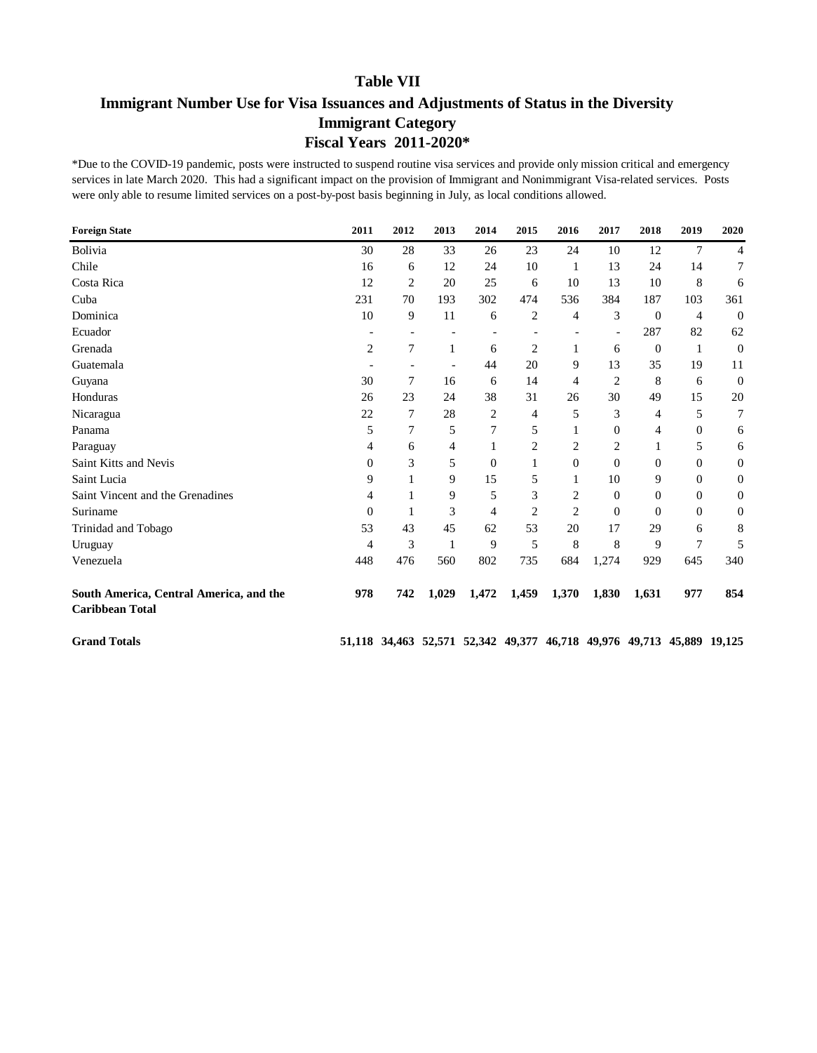# Table VII

## Immigrant Number Use for Visa Issuances and Adjustments of Status in the Diversity Immigrant Category

## Fiscal Years 2011-2020*

*Due to the COVID-19 pandemic, posts were instructed to suspend routine visa services and provide only mission critical and emergency services in late March 2020. This had a significant impact on the provision of Immigrant and Nonimmigrant Visa-related services. Posts were only able to resume limited services on a post-by-post basis beginning in July, as local conditions allowed.

| Foreign State | 2011 | 2012 | 2013 | 2014 | 2015 | 2016 | 2017 | 2018 | 2019 | 2020 |
|---|---|---|---|---|---|---|---|---|---|---|
| Bolivia | 30 | 28 | 33 | 26 | 23 | 24 | 10 | 12 | 7 | 4 |
| Chile | 16 | 6 | 12 | 24 | 10 | 1 | 13 | 24 | 14 | 7 |
| Costa Rica | 12 | 2 | 20 | 25 | 6 | 10 | 13 | 10 | 8 | 6 |
| Cuba | 231 | 70 | 193 | 302 | 474 | 536 | 384 | 187 | 103 | 361 |
| Dominica | 10 | 9 | 11 | 6 | 2 | 4 | 3 | 0 | 4 | 0 |
| Ecuador | - | - | - | - | - | - | - | 287 | 82 | 62 |
| Grenada | 2 | 7 | 1 | 6 | 2 | 1 | 6 | 0 | 1 | 0 |
| Guatemala | - | - | - | 44 | 20 | 9 | 13 | 35 | 19 | 11 |
| Guyana | 30 | 7 | 16 | 6 | 14 | 4 | 2 | 8 | 6 | 0 |
| Honduras | 26 | 23 | 24 | 38 | 31 | 26 | 30 | 49 | 15 | 20 |
| Nicaragua | 22 | 7 | 28 | 2 | 4 | 5 | 3 | 4 | 5 | 7 |
| Panama | 5 | 7 | 5 | 7 | 5 | 1 | 0 | 4 | 0 | 6 |
| Paraguay | 4 | 6 | 4 | 1 | 2 | 2 | 2 | 1 | 5 | 6 |
| Saint Kitts and Nevis | 0 | 3 | 5 | 0 | 1 | 0 | 0 | 0 | 0 | 0 |
| Saint Lucia | 9 | 1 | 9 | 15 | 5 | 1 | 10 | 9 | 0 | 0 |
| Saint Vincent and the Grenadines | 4 | 1 | 9 | 5 | 3 | 2 | 0 | 0 | 0 | 0 |
| Suriname | 0 | 1 | 3 | 4 | 2 | 2 | 0 | 0 | 0 | 0 |
| Trinidad and Tobago | 53 | 43 | 45 | 62 | 53 | 20 | 17 | 29 | 6 | 8 |
| Uruguay | 4 | 3 | 1 | 9 | 5 | 8 | 8 | 9 | 7 | 5 |
| Venezuela | 448 | 476 | 560 | 802 | 735 | 684 | 1,274 | 929 | 645 | 340 |
| **South America, Central America, and the Caribbean Total** | **978** | **742** | **1,029** | **1,472** | **1,459** | **1,370** | **1,830** | **1,631** | **977** | **854** |
| **Grand Totals** | **51,118** | **34,463** | **52,571** | **52,342** | **49,377** | **46,718** | **49,976** | **49,713** | **45,889** | **19,125** |